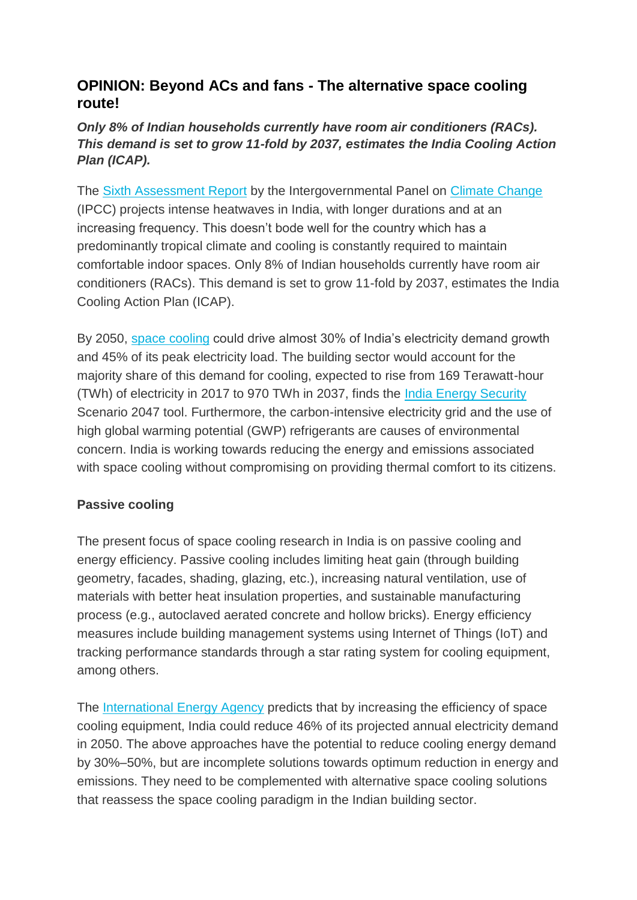## OPINION: Beyond ACs and fans - The alternative space cooling route!

***Only 8% of Indian households currently have room air conditioners (RACs). This demand is set to grow 11-fold by 2037, estimates the India Cooling Action Plan (ICAP).***

The Sixth Assessment Report by the Intergovernmental Panel on Climate Change (IPCC) projects intense heatwaves in India, with longer durations and at an increasing frequency. This doesn't bode well for the country which has a predominantly tropical climate and cooling is constantly required to maintain comfortable indoor spaces. Only 8% of Indian households currently have room air conditioners (RACs). This demand is set to grow 11-fold by 2037, estimates the India Cooling Action Plan (ICAP).

By 2050, space cooling could drive almost 30% of India's electricity demand growth and 45% of its peak electricity load. The building sector would account for the majority share of this demand for cooling, expected to rise from 169 Terawatt-hour (TWh) of electricity in 2017 to 970 TWh in 2037, finds the India Energy Security Scenario 2047 tool. Furthermore, the carbon-intensive electricity grid and the use of high global warming potential (GWP) refrigerants are causes of environmental concern. India is working towards reducing the energy and emissions associated with space cooling without compromising on providing thermal comfort to its citizens.

**Passive cooling**

The present focus of space cooling research in India is on passive cooling and energy efficiency. Passive cooling includes limiting heat gain (through building geometry, facades, shading, glazing, etc.), increasing natural ventilation, use of materials with better heat insulation properties, and sustainable manufacturing process (e.g., autoclaved aerated concrete and hollow bricks). Energy efficiency measures include building management systems using Internet of Things (IoT) and tracking performance standards through a star rating system for cooling equipment, among others.

The International Energy Agency predicts that by increasing the efficiency of space cooling equipment, India could reduce 46% of its projected annual electricity demand in 2050. The above approaches have the potential to reduce cooling energy demand by 30%–50%, but are incomplete solutions towards optimum reduction in energy and emissions. They need to be complemented with alternative space cooling solutions that reassess the space cooling paradigm in the Indian building sector.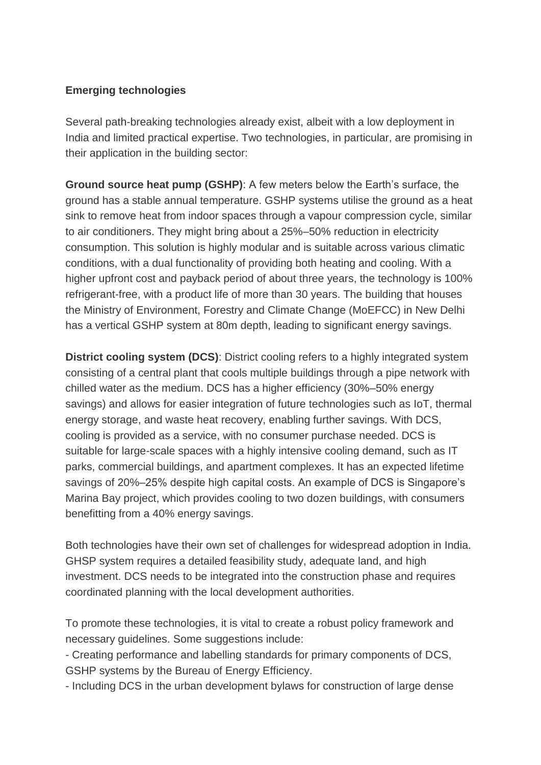**Emerging technologies**

Several path-breaking technologies already exist, albeit with a low deployment in India and limited practical expertise. Two technologies, in particular, are promising in their application in the building sector:

**Ground source heat pump (GSHP)**: A few meters below the Earth's surface, the ground has a stable annual temperature. GSHP systems utilise the ground as a heat sink to remove heat from indoor spaces through a vapour compression cycle, similar to air conditioners. They might bring about a 25%–50% reduction in electricity consumption. This solution is highly modular and is suitable across various climatic conditions, with a dual functionality of providing both heating and cooling. With a higher upfront cost and payback period of about three years, the technology is 100% refrigerant-free, with a product life of more than 30 years. The building that houses the Ministry of Environment, Forestry and Climate Change (MoEFCC) in New Delhi has a vertical GSHP system at 80m depth, leading to significant energy savings.

**District cooling system (DCS)**: District cooling refers to a highly integrated system consisting of a central plant that cools multiple buildings through a pipe network with chilled water as the medium. DCS has a higher efficiency (30%–50% energy savings) and allows for easier integration of future technologies such as IoT, thermal energy storage, and waste heat recovery, enabling further savings. With DCS, cooling is provided as a service, with no consumer purchase needed. DCS is suitable for large-scale spaces with a highly intensive cooling demand, such as IT parks, commercial buildings, and apartment complexes. It has an expected lifetime savings of 20%–25% despite high capital costs. An example of DCS is Singapore's Marina Bay project, which provides cooling to two dozen buildings, with consumers benefitting from a 40% energy savings.

Both technologies have their own set of challenges for widespread adoption in India. GHSP system requires a detailed feasibility study, adequate land, and high investment. DCS needs to be integrated into the construction phase and requires coordinated planning with the local development authorities.

To promote these technologies, it is vital to create a robust policy framework and necessary guidelines. Some suggestions include:

- Creating performance and labelling standards for primary components of DCS, GSHP systems by the Bureau of Energy Efficiency.
- Including DCS in the urban development bylaws for construction of large dense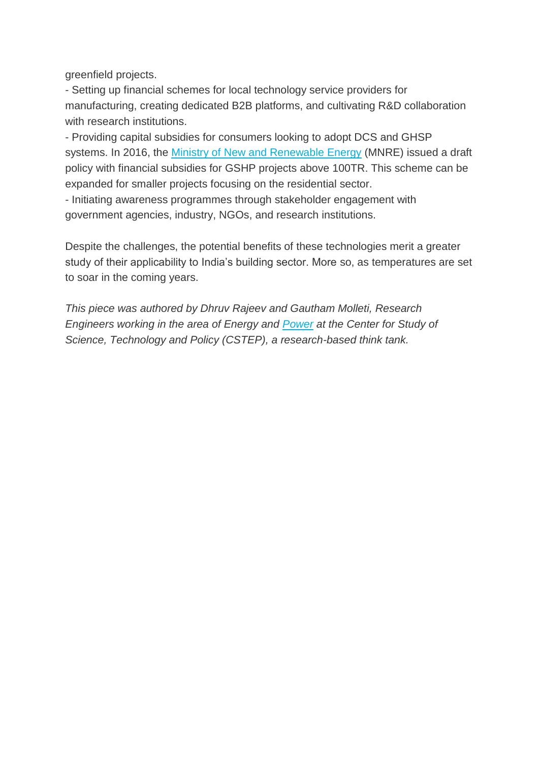greenfield projects.

- Setting up financial schemes for local technology service providers for manufacturing, creating dedicated B2B platforms, and cultivating R&D collaboration with research institutions.
- Providing capital subsidies for consumers looking to adopt DCS and GHSP systems. In 2016, the Ministry of New and Renewable Energy (MNRE) issued a draft policy with financial subsidies for GSHP projects above 100TR. This scheme can be expanded for smaller projects focusing on the residential sector.
- Initiating awareness programmes through stakeholder engagement with government agencies, industry, NGOs, and research institutions.

Despite the challenges, the potential benefits of these technologies merit a greater study of their applicability to India's building sector. More so, as temperatures are set to soar in the coming years.

*This piece was authored by Dhruv Rajeev and Gautham Molleti, Research Engineers working in the area of Energy and Power at the Center for Study of Science, Technology and Policy (CSTEP), a research-based think tank.*